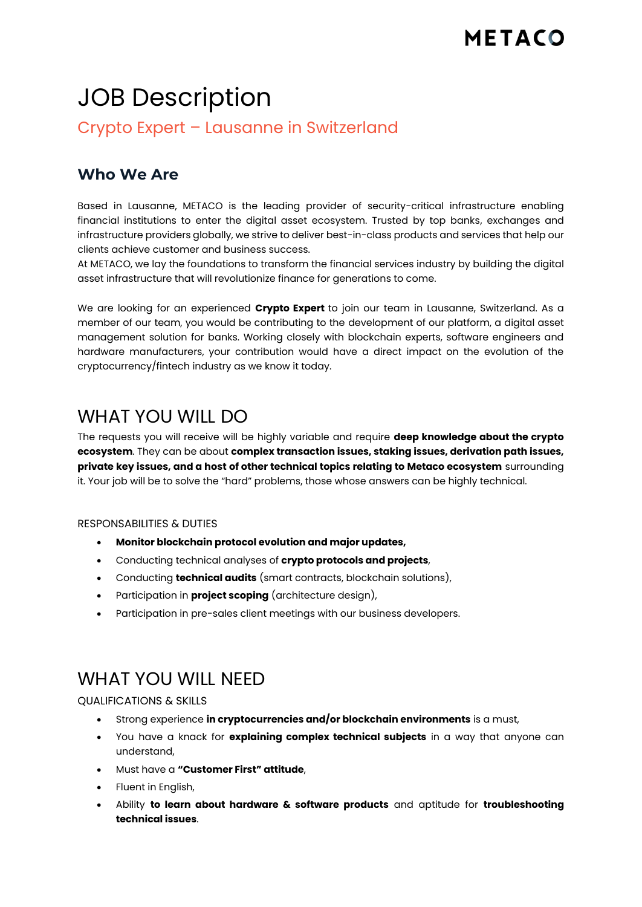METACO

# JOB Description

## Crypto Expert – Lausanne in Switzerland

### Who We Are

Based in Lausanne, METACO is the leading provider of security-critical infrastructure enabling financial institutions to enter the digital asset ecosystem. Trusted by top banks, exchanges and infrastructure providers globally, we strive to deliver best-in-class products and services that help our clients achieve customer and business success.
At METACO, we lay the foundations to transform the financial services industry by building the digital asset infrastructure that will revolutionize finance for generations to come.

We are looking for an experienced **Crypto Expert** to join our team in Lausanne, Switzerland. As a member of our team, you would be contributing to the development of our platform, a digital asset management solution for banks. Working closely with blockchain experts, software engineers and hardware manufacturers, your contribution would have a direct impact on the evolution of the cryptocurrency/fintech industry as we know it today.

## WHAT YOU WILL DO

The requests you will receive will be highly variable and require **deep knowledge about the crypto ecosystem**. They can be about **complex transaction issues, staking issues, derivation path issues, private key issues, and a host of other technical topics relating to Metaco ecosystem** surrounding it. Your job will be to solve the "hard" problems, those whose answers can be highly technical.

RESPONSABILITIES & DUTIES

- **Monitor blockchain protocol evolution and major updates,**
- Conducting technical analyses of **crypto protocols and projects**,
- Conducting **technical audits** (smart contracts, blockchain solutions),
- Participation in **project scoping** (architecture design),
- Participation in pre-sales client meetings with our business developers.

## WHAT YOU WILL NEED

QUALIFICATIONS & SKILLS

- Strong experience **in cryptocurrencies and/or blockchain environments** is a must,
- You have a knack for **explaining complex technical subjects** in a way that anyone can understand,
- Must have a **"Customer First" attitude**,
- Fluent in English,
- Ability **to learn about hardware & software products** and aptitude for **troubleshooting technical issues**.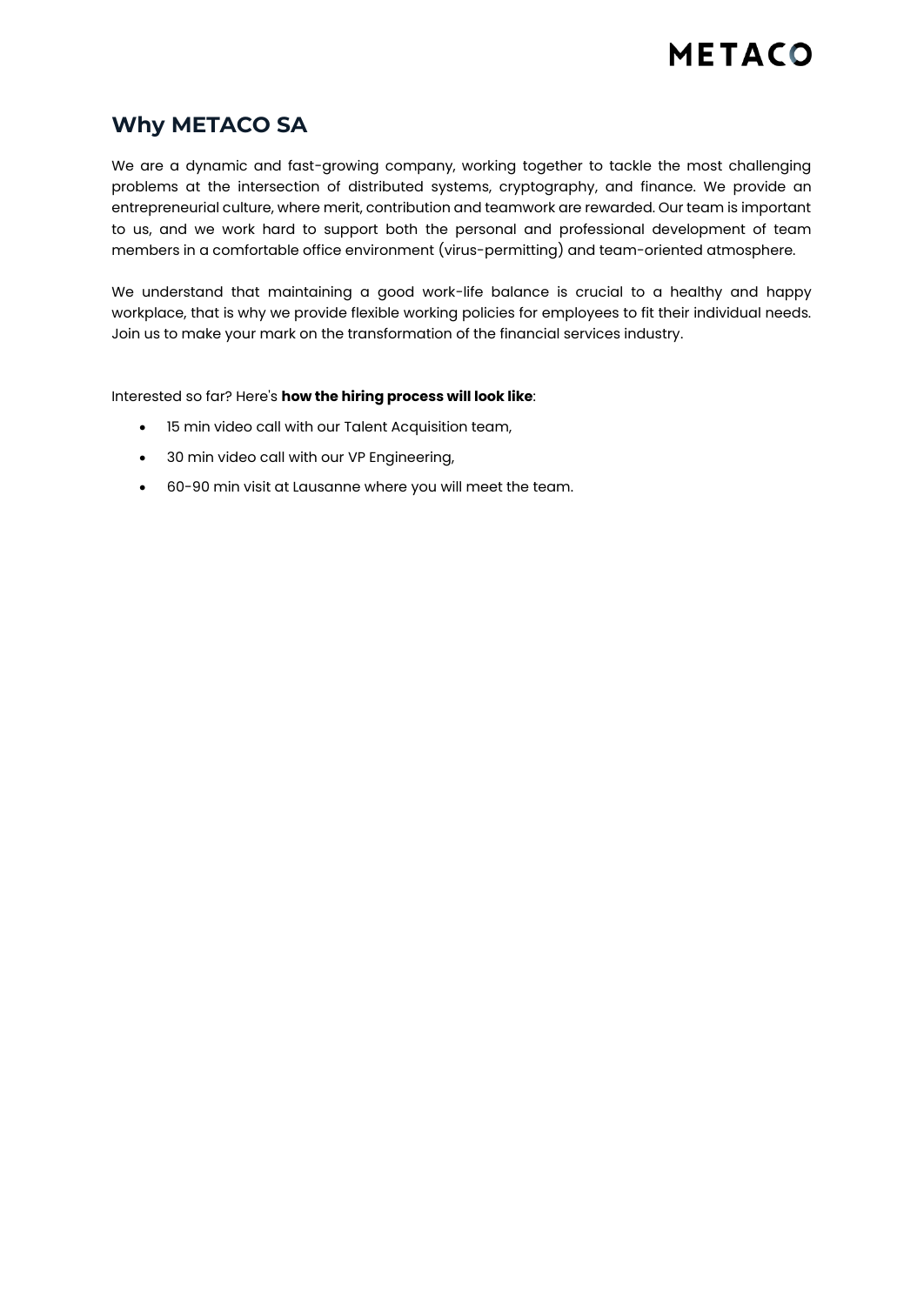## Why METACO SA

We are a dynamic and fast-growing company, working together to tackle the most challenging problems at the intersection of distributed systems, cryptography, and finance. We provide an entrepreneurial culture, where merit, contribution and teamwork are rewarded. Our team is important to us, and we work hard to support both the personal and professional development of team members in a comfortable office environment (virus-permitting) and team-oriented atmosphere.

We understand that maintaining a good work-life balance is crucial to a healthy and happy workplace, that is why we provide flexible working policies for employees to fit their individual needs. Join us to make your mark on the transformation of the financial services industry.

Interested so far? Here's **how the hiring process will look like**:

- 15 min video call with our Talent Acquisition team,
- 30 min video call with our VP Engineering,
- 60-90 min visit at Lausanne where you will meet the team.